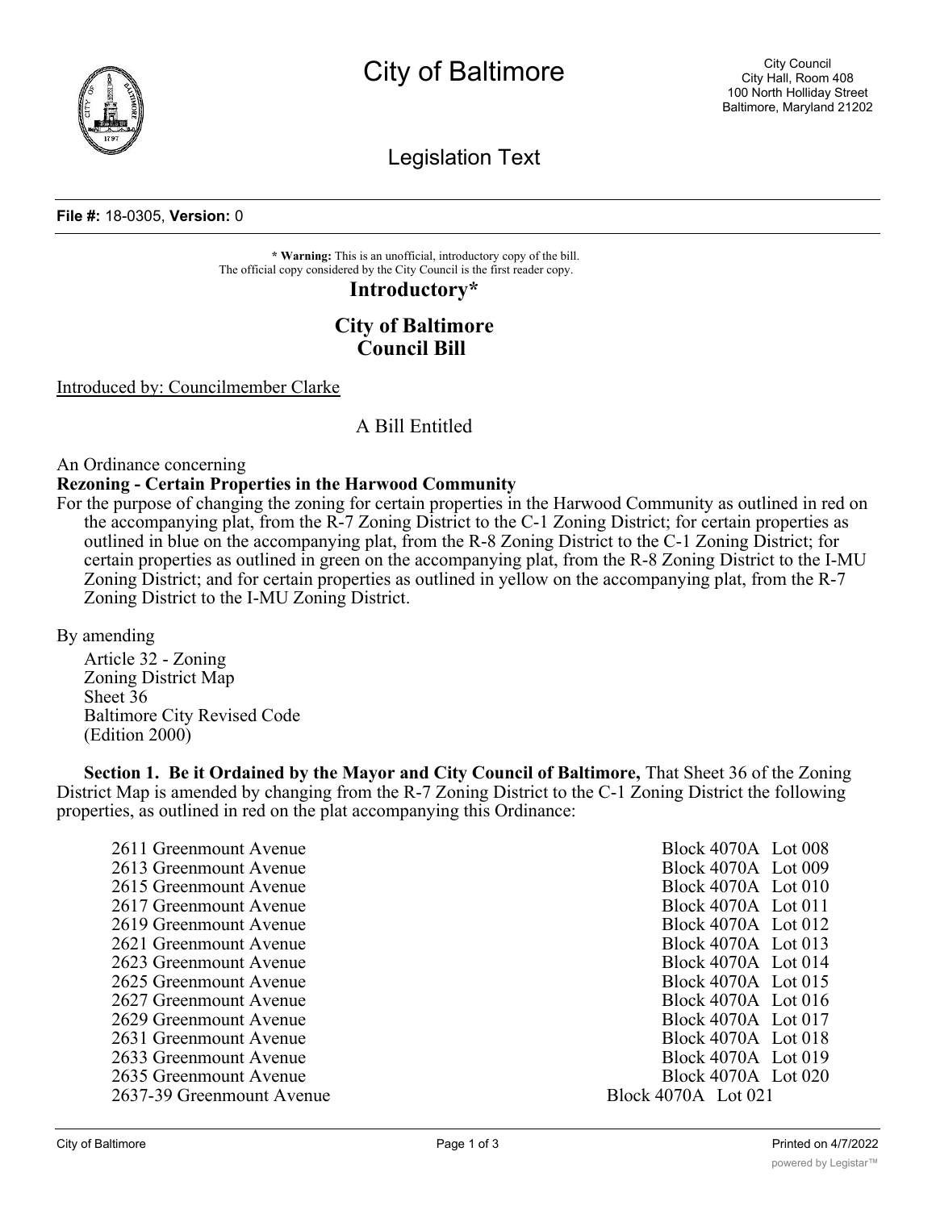# City of Baltimore

City Council
City Hall, Room 408
100 North Holliday Street
Baltimore, Maryland 21202

## Legislation Text

**File #:** 18-0305, **Version:** 0

**\* Warning:** This is an unofficial, introductory copy of the bill.
The official copy considered by the City Council is the first reader copy.

**Introductory\***

**City of Baltimore**
**Council Bill**

Introduced by: Councilmember Clarke

A Bill Entitled

An Ordinance concerning
**Rezoning - Certain Properties in the Harwood Community**
For the purpose of changing the zoning for certain properties in the Harwood Community as outlined in red on the accompanying plat, from the R-7 Zoning District to the C-1 Zoning District; for certain properties as outlined in blue on the accompanying plat, from the R-8 Zoning District to the C-1 Zoning District; for certain properties as outlined in green on the accompanying plat, from the R-8 Zoning District to the I-MU Zoning District; and for certain properties as outlined in yellow on the accompanying plat, from the R-7 Zoning District to the I-MU Zoning District.

By amending
Article 32 - Zoning
Zoning District Map
Sheet 36
Baltimore City Revised Code
(Edition 2000)

**Section 1. Be it Ordained by the Mayor and City Council of Baltimore,** That Sheet 36 of the Zoning District Map is amended by changing from the R-7 Zoning District to the C-1 Zoning District the following properties, as outlined in red on the plat accompanying this Ordinance:

| Property | Block | Lot |
|---|---|---|
| 2611 Greenmount Avenue | Block 4070A | Lot 008 |
| 2613 Greenmount Avenue | Block 4070A | Lot 009 |
| 2615 Greenmount Avenue | Block 4070A | Lot 010 |
| 2617 Greenmount Avenue | Block 4070A | Lot 011 |
| 2619 Greenmount Avenue | Block 4070A | Lot 012 |
| 2621 Greenmount Avenue | Block 4070A | Lot 013 |
| 2623 Greenmount Avenue | Block 4070A | Lot 014 |
| 2625 Greenmount Avenue | Block 4070A | Lot 015 |
| 2627 Greenmount Avenue | Block 4070A | Lot 016 |
| 2629 Greenmount Avenue | Block 4070A | Lot 017 |
| 2631 Greenmount Avenue | Block 4070A | Lot 018 |
| 2633 Greenmount Avenue | Block 4070A | Lot 019 |
| 2635 Greenmount Avenue | Block 4070A | Lot 020 |
| 2637-39 Greenmount Avenue | Block 4070A | Lot 021 |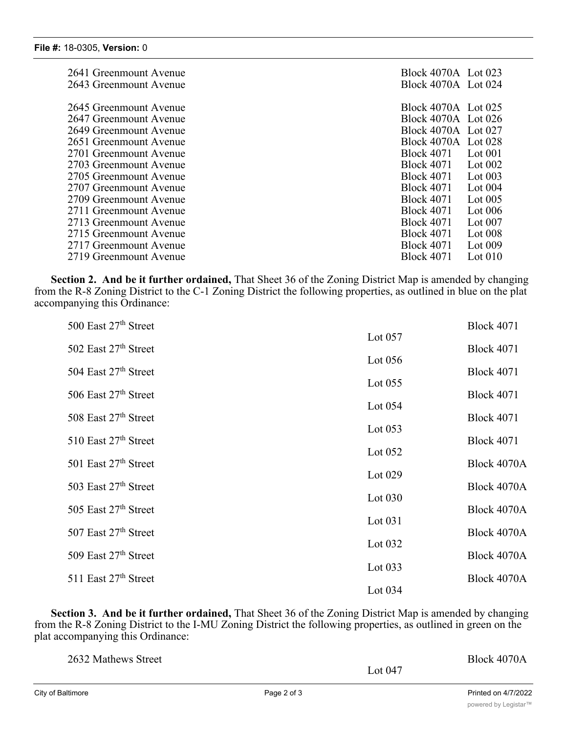| | | |
|---|---|---|
| 2641 Greenmount Avenue | Block 4070A | Lot 023 |
| 2643 Greenmount Avenue | Block 4070A | Lot 024 |
| 2645 Greenmount Avenue | Block 4070A | Lot 025 |
| 2647 Greenmount Avenue | Block 4070A | Lot 026 |
| 2649 Greenmount Avenue | Block 4070A | Lot 027 |
| 2651 Greenmount Avenue | Block 4070A | Lot 028 |
| 2701 Greenmount Avenue | Block 4071 | Lot 001 |
| 2703 Greenmount Avenue | Block 4071 | Lot 002 |
| 2705 Greenmount Avenue | Block 4071 | Lot 003 |
| 2707 Greenmount Avenue | Block 4071 | Lot 004 |
| 2709 Greenmount Avenue | Block 4071 | Lot 005 |
| 2711 Greenmount Avenue | Block 4071 | Lot 006 |
| 2713 Greenmount Avenue | Block 4071 | Lot 007 |
| 2715 Greenmount Avenue | Block 4071 | Lot 008 |
| 2717 Greenmount Avenue | Block 4071 | Lot 009 |
| 2719 Greenmount Avenue | Block 4071 | Lot 010 |

**Section 2. And be it further ordained,** That Sheet 36 of the Zoning District Map is amended by changing from the R-8 Zoning District to the C-1 Zoning District the following properties, as outlined in blue on the plat accompanying this Ordinance:

| | | |
|---|---|---|
| 500 East 27th Street | Block 4071 | Lot 057 |
| 502 East 27th Street | Block 4071 | Lot 056 |
| 504 East 27th Street | Block 4071 | Lot 055 |
| 506 East 27th Street | Block 4071 | Lot 054 |
| 508 East 27th Street | Block 4071 | Lot 053 |
| 510 East 27th Street | Block 4071 | Lot 052 |
| 501 East 27th Street | Block 4070A | Lot 029 |
| 503 East 27th Street | Block 4070A | Lot 030 |
| 505 East 27th Street | Block 4070A | Lot 031 |
| 507 East 27th Street | Block 4070A | Lot 032 |
| 509 East 27th Street | Block 4070A | Lot 033 |
| 511 East 27th Street | Block 4070A | Lot 034 |

**Section 3. And be it further ordained,** That Sheet 36 of the Zoning District Map is amended by changing from the R-8 Zoning District to the I-MU Zoning District the following properties, as outlined in green on the plat accompanying this Ordinance:

| | | |
|---|---|---|
| 2632 Mathews Street | Block 4070A | Lot 047 |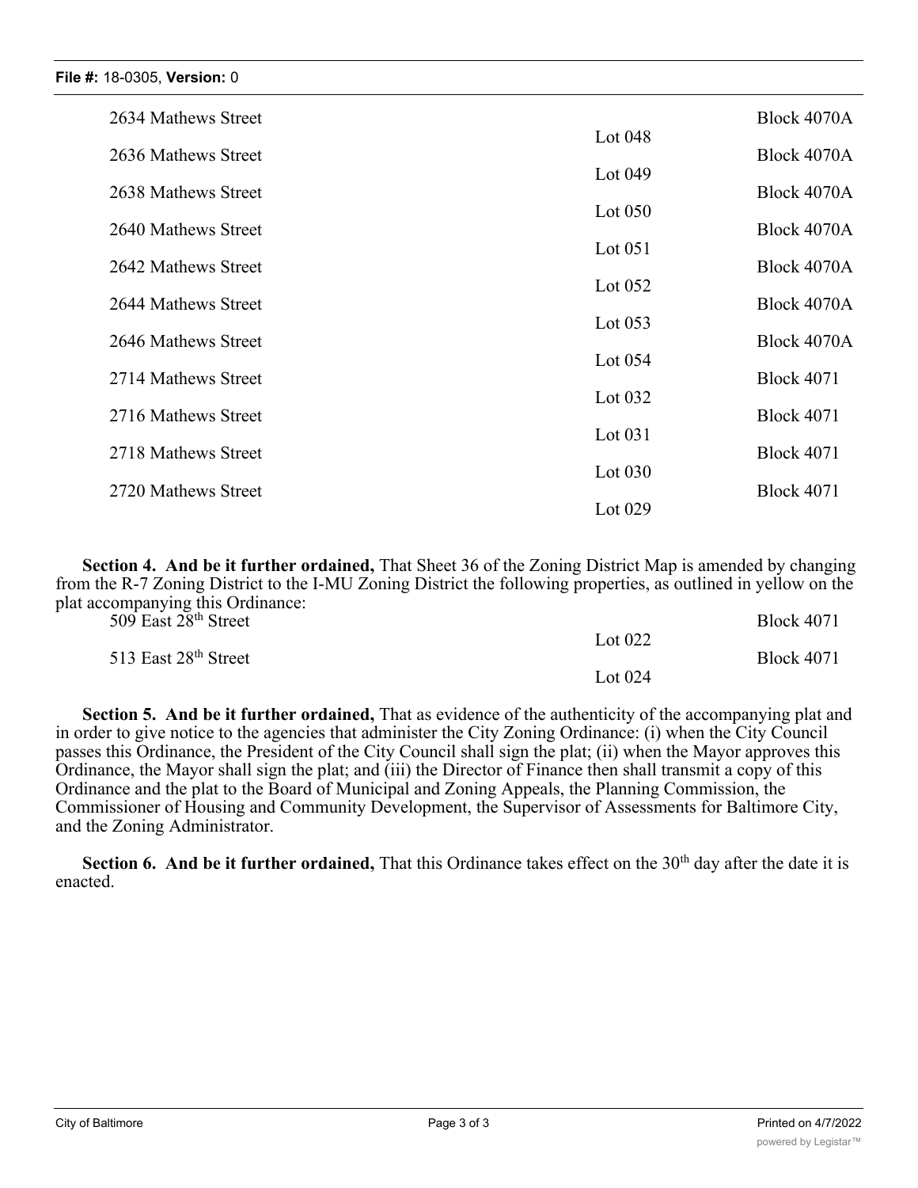| | | |
|---|---|---|
| 2634 Mathews Street | Lot 048 | Block 4070A |
| 2636 Mathews Street | Lot 049 | Block 4070A |
| 2638 Mathews Street | Lot 050 | Block 4070A |
| 2640 Mathews Street | Lot 051 | Block 4070A |
| 2642 Mathews Street | Lot 052 | Block 4070A |
| 2644 Mathews Street | Lot 053 | Block 4070A |
| 2646 Mathews Street | Lot 054 | Block 4070A |
| 2714 Mathews Street | Lot 032 | Block 4071 |
| 2716 Mathews Street | Lot 031 | Block 4071 |
| 2718 Mathews Street | Lot 030 | Block 4071 |
| 2720 Mathews Street | Lot 029 | Block 4071 |

**Section 4. And be it further ordained,** That Sheet 36 of the Zoning District Map is amended by changing from the R-7 Zoning District to the I-MU Zoning District the following properties, as outlined in yellow on the plat accompanying this Ordinance:

| | | |
|---|---|---|
| 509 East 28th Street | Lot 022 | Block 4071 |
| 513 East 28th Street | Lot 024 | Block 4071 |

**Section 5. And be it further ordained,** That as evidence of the authenticity of the accompanying plat and in order to give notice to the agencies that administer the City Zoning Ordinance: (i) when the City Council passes this Ordinance, the President of the City Council shall sign the plat; (ii) when the Mayor approves this Ordinance, the Mayor shall sign the plat; and (iii) the Director of Finance then shall transmit a copy of this Ordinance and the plat to the Board of Municipal and Zoning Appeals, the Planning Commission, the Commissioner of Housing and Community Development, the Supervisor of Assessments for Baltimore City, and the Zoning Administrator.

**Section 6. And be it further ordained,** That this Ordinance takes effect on the 30th day after the date it is enacted.